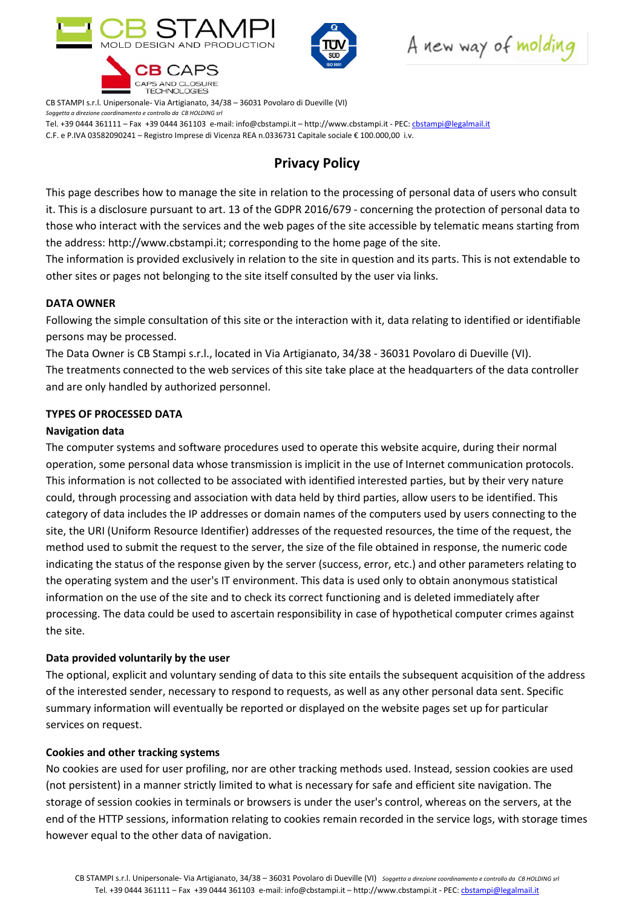CB STAMPI s.r.l. Unipersonale- Via Artigianato, 34/38 – 36031 Povolaro di Dueville (VI)
*Soggetta a direzione coordinamento e controllo da CB HOLDING srl*
Tel. +39 0444 361111 – Fax +39 0444 361103 e-mail: info@cbstampi.it – http://www.cbstampi.it - PEC: cbstampi@legalmail.it
C.F. e P.IVA 03582090241 – Registro Imprese di Vicenza REA n.0336731 Capitale sociale € 100.000,00 i.v.

# Privacy Policy

This page describes how to manage the site in relation to the processing of personal data of users who consult it. This is a disclosure pursuant to art. 13 of the GDPR 2016/679 - concerning the protection of personal data to those who interact with the services and the web pages of the site accessible by telematic means starting from the address: http://www.cbstampi.it; corresponding to the home page of the site.
The information is provided exclusively in relation to the site in question and its parts. This is not extendable to other sites or pages not belonging to the site itself consulted by the user via links.

**DATA OWNER**
Following the simple consultation of this site or the interaction with it, data relating to identified or identifiable persons may be processed.
The Data Owner is CB Stampi s.r.l., located in Via Artigianato, 34/38 - 36031 Povolaro di Dueville (VI).
The treatments connected to the web services of this site take place at the headquarters of the data controller and are only handled by authorized personnel.

**TYPES OF PROCESSED DATA**
**Navigation data**
The computer systems and software procedures used to operate this website acquire, during their normal operation, some personal data whose transmission is implicit in the use of Internet communication protocols. This information is not collected to be associated with identified interested parties, but by their very nature could, through processing and association with data held by third parties, allow users to be identified. This category of data includes the IP addresses or domain names of the computers used by users connecting to the site, the URI (Uniform Resource Identifier) addresses of the requested resources, the time of the request, the method used to submit the request to the server, the size of the file obtained in response, the numeric code indicating the status of the response given by the server (success, error, etc.) and other parameters relating to the operating system and the user's IT environment. This data is used only to obtain anonymous statistical information on the use of the site and to check its correct functioning and is deleted immediately after processing. The data could be used to ascertain responsibility in case of hypothetical computer crimes against the site.

**Data provided voluntarily by the user**
The optional, explicit and voluntary sending of data to this site entails the subsequent acquisition of the address of the interested sender, necessary to respond to requests, as well as any other personal data sent. Specific summary information will eventually be reported or displayed on the website pages set up for particular services on request.

**Cookies and other tracking systems**
No cookies are used for user profiling, nor are other tracking methods used. Instead, session cookies are used (not persistent) in a manner strictly limited to what is necessary for safe and efficient site navigation. The storage of session cookies in terminals or browsers is under the user's control, whereas on the servers, at the end of the HTTP sessions, information relating to cookies remain recorded in the service logs, with storage times however equal to the other data of navigation.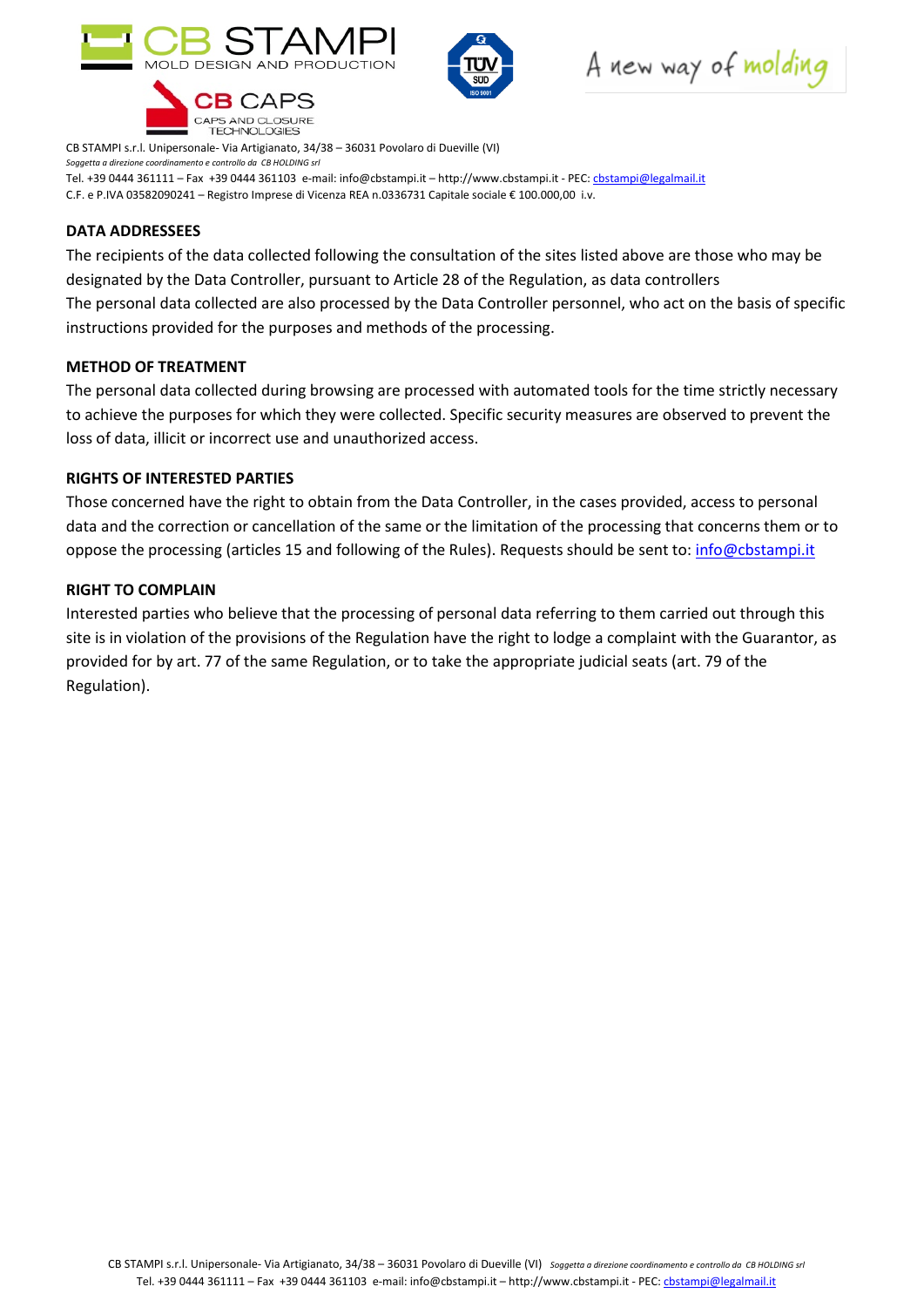## DATA ADDRESSEES

The recipients of the data collected following the consultation of the sites listed above are those who may be designated by the Data Controller, pursuant to Article 28 of the Regulation, as data controllers

The personal data collected are also processed by the Data Controller personnel, who act on the basis of specific instructions provided for the purposes and methods of the processing.

## METHOD OF TREATMENT

The personal data collected during browsing are processed with automated tools for the time strictly necessary to achieve the purposes for which they were collected. Specific security measures are observed to prevent the loss of data, illicit or incorrect use and unauthorized access.

## RIGHTS OF INTERESTED PARTIES

Those concerned have the right to obtain from the Data Controller, in the cases provided, access to personal data and the correction or cancellation of the same or the limitation of the processing that concerns them or to oppose the processing (articles 15 and following of the Rules). Requests should be sent to: info@cbstampi.it

## RIGHT TO COMPLAIN

Interested parties who believe that the processing of personal data referring to them carried out through this site is in violation of the provisions of the Regulation have the right to lodge a complaint with the Guarantor, as provided for by art. 77 of the same Regulation, or to take the appropriate judicial seats (art. 79 of the Regulation).